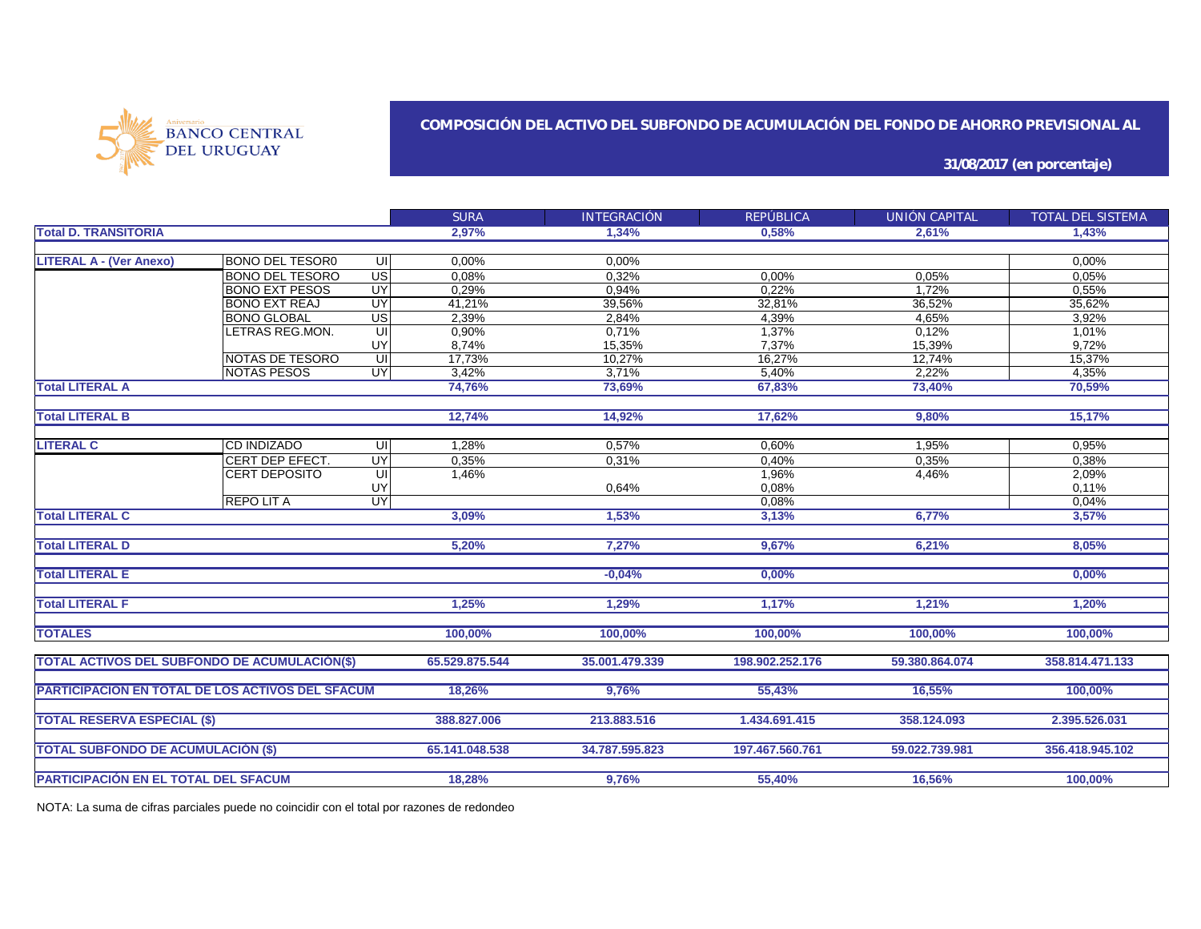BANCO CENTRAL DEL URUGUAY

## COMPOSICIÓN DEL ACTIVO DEL SUBFONDO DE ACUMULACIÓN DEL FONDO DE AHORRO PREVISIONAL AL

**31/08/2017 (en porcentaje)**

| | | | SURA | INTEGRACIÓN | REPÚBLICA | UNIÓN CAPITAL | TOTAL DEL SISTEMA |
|---|---|---|---|---|---|---|---|
| **Total D. TRANSITORIA** | | | **2,97%** | **1,34%** | **0,58%** | **2,61%** | **1,43%** |
| **LITERAL A - (Ver Anexo)** | BONO DEL TESOR0 | UI | 0,00% | 0,00% | | | 0,00% |
| | BONO DEL TESORO | US | 0,08% | 0,32% | 0,00% | 0,05% | 0,05% |
| | BONO EXT PESOS | UY | 0,29% | 0,94% | 0,22% | 1,72% | 0,55% |
| | BONO EXT REAJ | UY | 41,21% | 39,56% | 32,81% | 36,52% | 35,62% |
| | BONO GLOBAL | US | 2,39% | 2,84% | 4,39% | 4,65% | 3,92% |
| | LETRAS REG.MON. | UI | 0,90% | 0,71% | 1,37% | 0,12% | 1,01% |
| | | UY | 8,74% | 15,35% | 7,37% | 15,39% | 9,72% |
| | NOTAS DE TESORO | UI | 17,73% | 10,27% | 16,27% | 12,74% | 15,37% |
| | NOTAS PESOS | UY | 3,42% | 3,71% | 5,40% | 2,22% | 4,35% |
| **Total LITERAL A** | | | **74,76%** | **73,69%** | **67,83%** | **73,40%** | **70,59%** |
| **Total LITERAL B** | | | **12,74%** | **14,92%** | **17,62%** | **9,80%** | **15,17%** |
| **LITERAL C** | CD INDIZADO | UI | 1,28% | 0,57% | 0,60% | 1,95% | 0,95% |
| | CERT DEP EFECT. | UY | 0,35% | 0,31% | 0,40% | 0,35% | 0,38% |
| | CERT DEPOSITO | UI | 1,46% | | 1,96% | 4,46% | 2,09% |
| | | UY | | 0,64% | 0,08% | | 0,11% |
| | REPO LIT A | UY | | | 0,08% | | 0,04% |
| **Total LITERAL C** | | | **3,09%** | **1,53%** | **3,13%** | **6,77%** | **3,57%** |
| **Total LITERAL D** | | | **5,20%** | **7,27%** | **9,67%** | **6,21%** | **8,05%** |
| **Total LITERAL E** | | | | **-0,04%** | **0,00%** | | **0,00%** |
| **Total LITERAL F** | | | **1,25%** | **1,29%** | **1,17%** | **1,21%** | **1,20%** |
| **TOTALES** | | | **100,00%** | **100,00%** | **100,00%** | **100,00%** | **100,00%** |
| **TOTAL ACTIVOS DEL SUBFONDO DE ACUMULACIÓN($)** | | | **65.529.875.544** | **35.001.479.339** | **198.902.252.176** | **59.380.864.074** | **358.814.471.133** |
| **PARTICIPACION EN TOTAL DE LOS ACTIVOS DEL SFACUM** | | | **18,26%** | **9,76%** | **55,43%** | **16,55%** | **100,00%** |
| **TOTAL RESERVA ESPECIAL ($)** | | | **388.827.006** | **213.883.516** | **1.434.691.415** | **358.124.093** | **2.395.526.031** |
| **TOTAL SUBFONDO DE ACUMULACIÓN ($)** | | | **65.141.048.538** | **34.787.595.823** | **197.467.560.761** | **59.022.739.981** | **356.418.945.102** |
| **PARTICIPACIÓN EN EL TOTAL DEL SFACUM** | | | **18,28%** | **9,76%** | **55,40%** | **16,56%** | **100,00%** |

NOTA: La suma de cifras parciales puede no coincidir con el total por razones de redondeo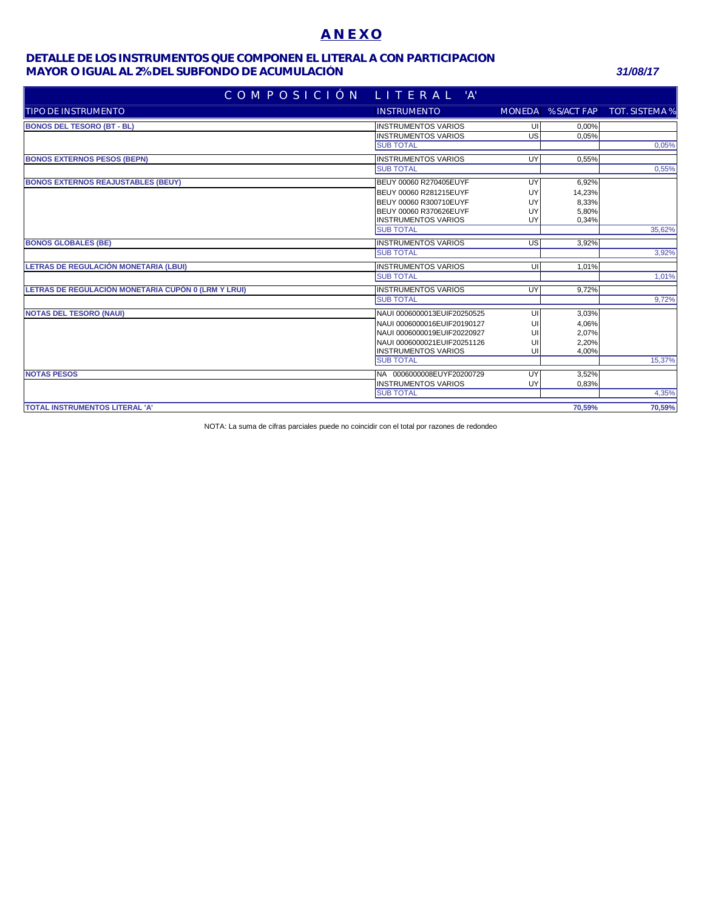# ANEXO

## DETALLE DE LOS INSTRUMENTOS QUE COMPONEN EL LITERAL A CON PARTICIPACION MAYOR O IGUAL AL 2% DEL SUBFONDO DE ACUMULACIÓN

*31/08/17*

| COMPOSICIÓN LITERAL 'A' | | | | |
|---|---|---|---|---|
| TIPO DE INSTRUMENTO | INSTRUMENTO | MONEDA | % S/ACT FAP | TOT. SISTEMA % |
| **BONOS DEL TESORO (BT - BL)** | INSTRUMENTOS VARIOS | UI | 0,00% | |
| | INSTRUMENTOS VARIOS | US | 0,05% | |
| | SUB TOTAL | | | 0,05% |
| **BONOS EXTERNOS PESOS (BEPN)** | INSTRUMENTOS VARIOS | UY | 0,55% | |
| | SUB TOTAL | | | 0,55% |
| **BONOS EXTERNOS REAJUSTABLES (BEUY)** | BEUY 00060 R270405EUYF | UY | 6,92% | |
| | BEUY 00060 R281215EUYF | UY | 14,23% | |
| | BEUY 00060 R300710EUYF | UY | 8,33% | |
| | BEUY 00060 R370626EUYF | UY | 5,80% | |
| | INSTRUMENTOS VARIOS | UY | 0,34% | |
| | SUB TOTAL | | | 35,62% |
| **BONOS GLOBALES (BE)** | INSTRUMENTOS VARIOS | US | 3,92% | |
| | SUB TOTAL | | | 3,92% |
| **LETRAS DE REGULACIÓN MONETARIA (LBUI)** | INSTRUMENTOS VARIOS | UI | 1,01% | |
| | SUB TOTAL | | | 1,01% |
| **LETRAS DE REGULACIÓN MONETARIA CUPÓN 0 (LRM Y LRUI)** | INSTRUMENTOS VARIOS | UY | 9,72% | |
| | SUB TOTAL | | | 9,72% |
| **NOTAS DEL TESORO (NAUI)** | NAUI 0006000013EUIF20250525 | UI | 3,03% | |
| | NAUI 0006000016EUIF20190127 | UI | 4,06% | |
| | NAUI 0006000019EUIF20220927 | UI | 2,07% | |
| | NAUI 0006000021EUIF20251126 | UI | 2,20% | |
| | INSTRUMENTOS VARIOS | UI | 4,00% | |
| | SUB TOTAL | | | 15,37% |
| **NOTAS PESOS** | NA 0006000008EUYF20200729 | UY | 3,52% | |
| | INSTRUMENTOS VARIOS | UY | 0,83% | |
| | SUB TOTAL | | | 4,35% |
| **TOTAL INSTRUMENTOS LITERAL 'A'** | | | **70,59%** | **70,59%** |

NOTA: La suma de cifras parciales puede no coincidir con el total por razones de redondeo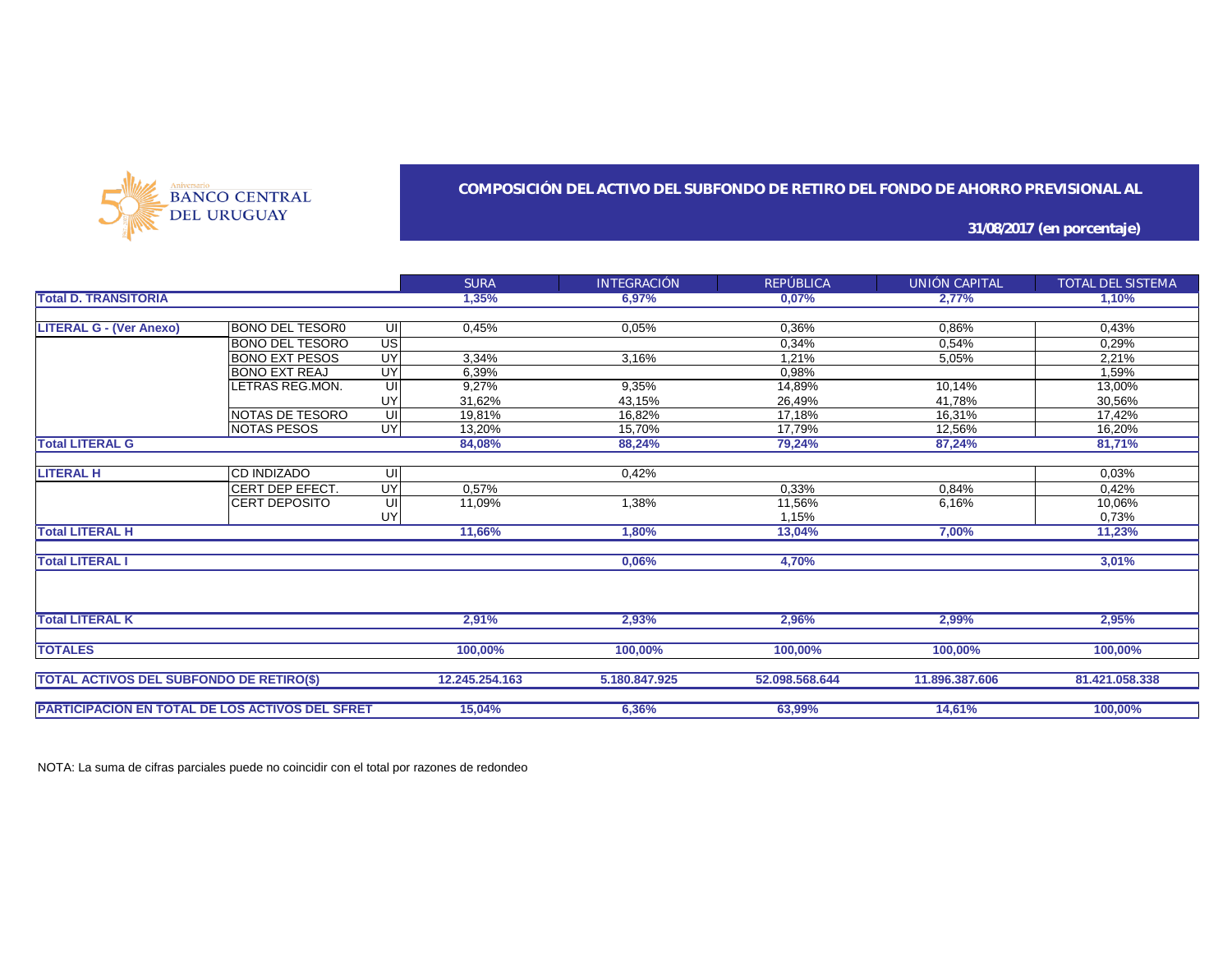BANCO CENTRAL DEL URUGUAY

## COMPOSICIÓN DEL ACTIVO DEL SUBFONDO DE RETIRO DEL FONDO DE AHORRO PREVISIONAL AL

**31/08/2017 (en porcentaje)**

| | | | SURA | INTEGRACIÓN | REPÚBLICA | UNIÓN CAPITAL | TOTAL DEL SISTEMA |
|---|---|---|---|---|---|---|---|
| **Total D. TRANSITORIA** | | | **1,35%** | **6,97%** | **0,07%** | **2,77%** | **1,10%** |
| **LITERAL G - (Ver Anexo)** | BONO DEL TESOR0 | UI | 0,45% | 0,05% | 0,36% | 0,86% | 0,43% |
| | BONO DEL TESORO | US | | | 0,34% | 0,54% | 0,29% |
| | BONO EXT PESOS | UY | 3,34% | 3,16% | 1,21% | 5,05% | 2,21% |
| | BONO EXT REAJ | UY | 6,39% | | 0,98% | | 1,59% |
| | LETRAS REG.MON. | UI | 9,27% | 9,35% | 14,89% | 10,14% | 13,00% |
| | | UY | 31,62% | 43,15% | 26,49% | 41,78% | 30,56% |
| | NOTAS DE TESORO | UI | 19,81% | 16,82% | 17,18% | 16,31% | 17,42% |
| | NOTAS PESOS | UY | 13,20% | 15,70% | 17,79% | 12,56% | 16,20% |
| **Total LITERAL G** | | | **84,08%** | **88,24%** | **79,24%** | **87,24%** | **81,71%** |
| **LITERAL H** | CD INDIZADO | UI | | 0,42% | | | 0,03% |
| | CERT DEP EFECT. | UY | 0,57% | | 0,33% | 0,84% | 0,42% |
| | CERT DEPOSITO | UI | 11,09% | 1,38% | 11,56% | 6,16% | 10,06% |
| | | UY | | | 1,15% | | 0,73% |
| **Total LITERAL H** | | | **11,66%** | **1,80%** | **13,04%** | **7,00%** | **11,23%** |
| **Total LITERAL I** | | | | **0,06%** | **4,70%** | | **3,01%** |
| **Total LITERAL K** | | | **2,91%** | **2,93%** | **2,96%** | **2,99%** | **2,95%** |
| **TOTALES** | | | **100,00%** | **100,00%** | **100,00%** | **100,00%** | **100,00%** |
| **TOTAL ACTIVOS DEL SUBFONDO DE RETIRO($)** | | | **12.245.254.163** | **5.180.847.925** | **52.098.568.644** | **11.896.387.606** | **81.421.058.338** |
| **PARTICIPACION EN TOTAL DE LOS ACTIVOS DEL SFRET** | | | **15,04%** | **6,36%** | **63,99%** | **14,61%** | **100,00%** |

NOTA: La suma de cifras parciales puede no coincidir con el total por razones de redondeo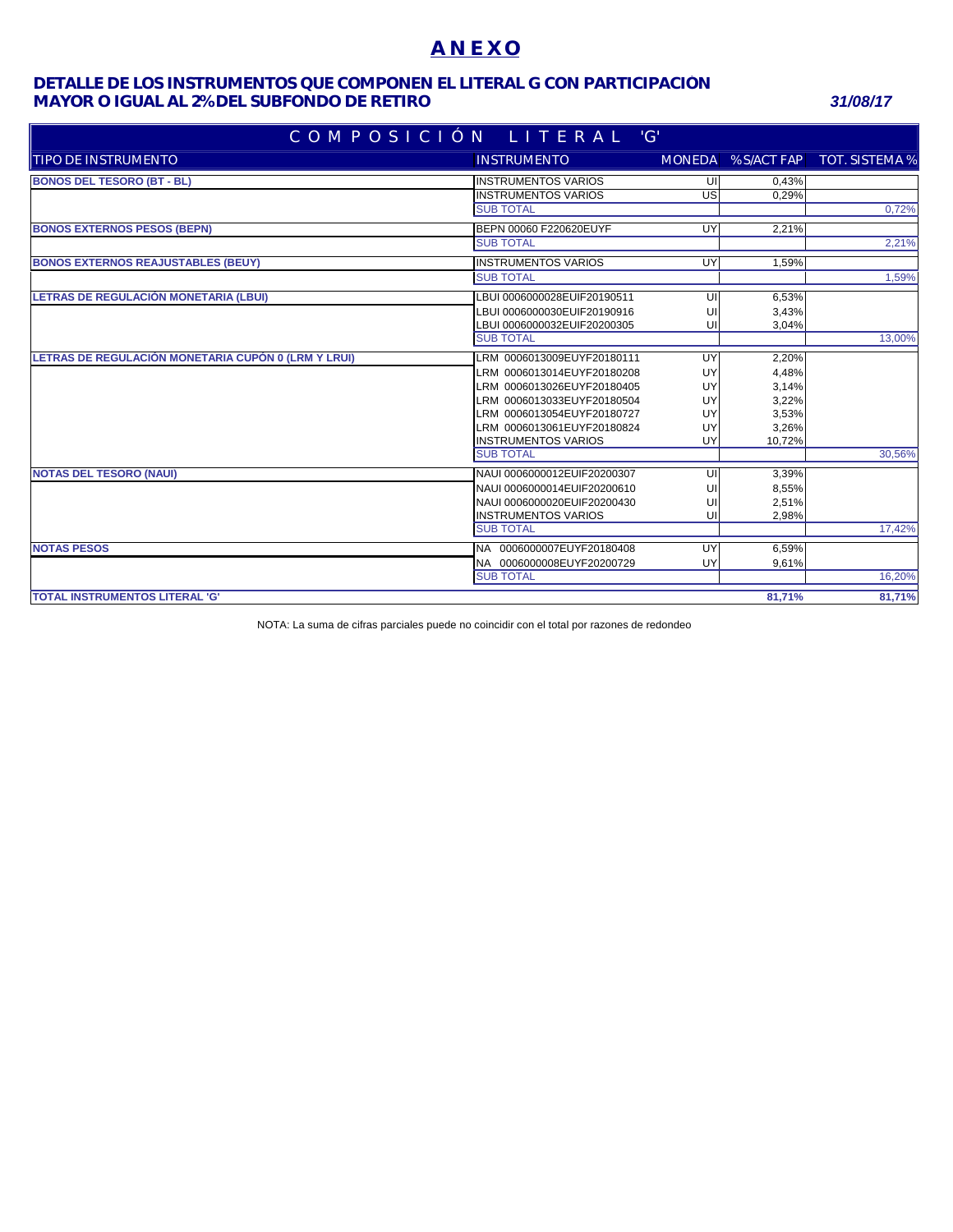# ANEXO

**DETALLE DE LOS INSTRUMENTOS QUE COMPONEN EL LITERAL G CON PARTICIPACIÓN MAYOR O IGUAL AL 2% DEL SUBFONDO DE RETIRO**

*31/08/17*

| COMPOSICIÓN LITERAL 'G' | | | | |
|---|---|---|---|---|
| TIPO DE INSTRUMENTO | INSTRUMENTO | MONEDA | % S/ACT FAP | TOT. SISTEMA % |
| **BONOS DEL TESORO (BT - BL)** | INSTRUMENTOS VARIOS | UI | 0,43% | |
| | INSTRUMENTOS VARIOS | US | 0,29% | |
| | SUB TOTAL | | | 0,72% |
| **BONOS EXTERNOS PESOS (BEPN)** | BEPN 00060 F220620EUYF | UY | 2,21% | |
| | SUB TOTAL | | | 2,21% |
| **BONOS EXTERNOS REAJUSTABLES (BEUY)** | INSTRUMENTOS VARIOS | UY | 1,59% | |
| | SUB TOTAL | | | 1,59% |
| **LETRAS DE REGULACIÓN MONETARIA (LBUI)** | LBUI 0006000028EUIF20190511 | UI | 6,53% | |
| | LBUI 0006000030EUIF20190916 | UI | 3,43% | |
| | LBUI 0006000032EUIF20200305 | UI | 3,04% | |
| | SUB TOTAL | | | 13,00% |
| **LETRAS DE REGULACIÓN MONETARIA CUPÓN 0 (LRM Y LRUI)** | LRM 0006013009EUYF20180111 | UY | 2,20% | |
| | LRM 0006013014EUYF20180208 | UY | 4,48% | |
| | LRM 0006013026EUYF20180405 | UY | 3,14% | |
| | LRM 0006013033EUYF20180504 | UY | 3,22% | |
| | LRM 0006013054EUYF20180727 | UY | 3,53% | |
| | LRM 0006013061EUYF20180824 | UY | 3,26% | |
| | INSTRUMENTOS VARIOS | UY | 10,72% | |
| | SUB TOTAL | | | 30,56% |
| **NOTAS DEL TESORO (NAUI)** | NAUI 0006000012EUIF20200307 | UI | 3,39% | |
| | NAUI 0006000014EUIF20200610 | UI | 8,55% | |
| | NAUI 0006000020EUIF20200430 | UI | 2,51% | |
| | INSTRUMENTOS VARIOS | UI | 2,98% | |
| | SUB TOTAL | | | 17,42% |
| **NOTAS PESOS** | NA 0006000007EUYF20180408 | UY | 6,59% | |
| | NA 0006000008EUYF20200729 | UY | 9,61% | |
| | SUB TOTAL | | | 16,20% |
| **TOTAL INSTRUMENTOS LITERAL 'G'** | | | **81,71%** | **81,71%** |

NOTA: La suma de cifras parciales puede no coincidir con el total por razones de redondeo